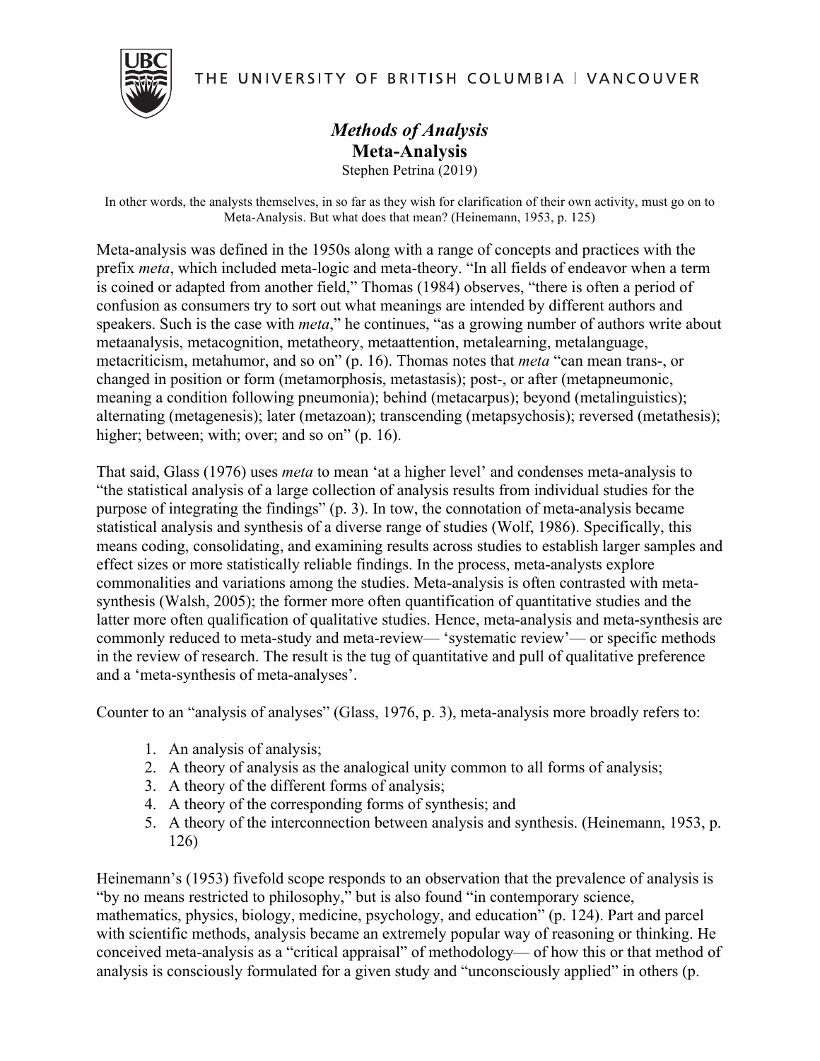THE UNIVERSITY OF BRITISH COLUMBIA | VANCOUVER

# *Methods of Analysis*
## Meta-Analysis

Stephen Petrina (2019)

In other words, the analysts themselves, in so far as they wish for clarification of their own activity, must go on to Meta-Analysis. But what does that mean? (Heinemann, 1953, p. 125)

Meta-analysis was defined in the 1950s along with a range of concepts and practices with the prefix *meta*, which included meta-logic and meta-theory. "In all fields of endeavor when a term is coined or adapted from another field," Thomas (1984) observes, "there is often a period of confusion as consumers try to sort out what meanings are intended by different authors and speakers. Such is the case with *meta*," he continues, "as a growing number of authors write about metaanalysis, metacognition, metatheory, metaattention, metalearning, metalanguage, metacriticism, metahumor, and so on" (p. 16). Thomas notes that *meta* "can mean trans-, or changed in position or form (metamorphosis, metastasis); post-, or after (metapneumonic, meaning a condition following pneumonia); behind (metacarpus); beyond (metalinguistics); alternating (metagenesis); later (metazoan); transcending (metapsychosis); reversed (metathesis); higher; between; with; over; and so on" (p. 16).

That said, Glass (1976) uses *meta* to mean 'at a higher level' and condenses meta-analysis to "the statistical analysis of a large collection of analysis results from individual studies for the purpose of integrating the findings" (p. 3). In tow, the connotation of meta-analysis became statistical analysis and synthesis of a diverse range of studies (Wolf, 1986). Specifically, this means coding, consolidating, and examining results across studies to establish larger samples and effect sizes or more statistically reliable findings. In the process, meta-analysts explore commonalities and variations among the studies. Meta-analysis is often contrasted with meta-synthesis (Walsh, 2005); the former more often quantification of quantitative studies and the latter more often qualification of qualitative studies. Hence, meta-analysis and meta-synthesis are commonly reduced to meta-study and meta-review— 'systematic review'— or specific methods in the review of research. The result is the tug of quantitative and pull of qualitative preference and a 'meta-synthesis of meta-analyses'.

Counter to an "analysis of analyses" (Glass, 1976, p. 3), meta-analysis more broadly refers to:

1. An analysis of analysis;
2. A theory of analysis as the analogical unity common to all forms of analysis;
3. A theory of the different forms of analysis;
4. A theory of the corresponding forms of synthesis; and
5. A theory of the interconnection between analysis and synthesis. (Heinemann, 1953, p. 126)

Heinemann's (1953) fivefold scope responds to an observation that the prevalence of analysis is "by no means restricted to philosophy," but is also found "in contemporary science, mathematics, physics, biology, medicine, psychology, and education" (p. 124). Part and parcel with scientific methods, analysis became an extremely popular way of reasoning or thinking. He conceived meta-analysis as a "critical appraisal" of methodology— of how this or that method of analysis is consciously formulated for a given study and "unconsciously applied" in others (p.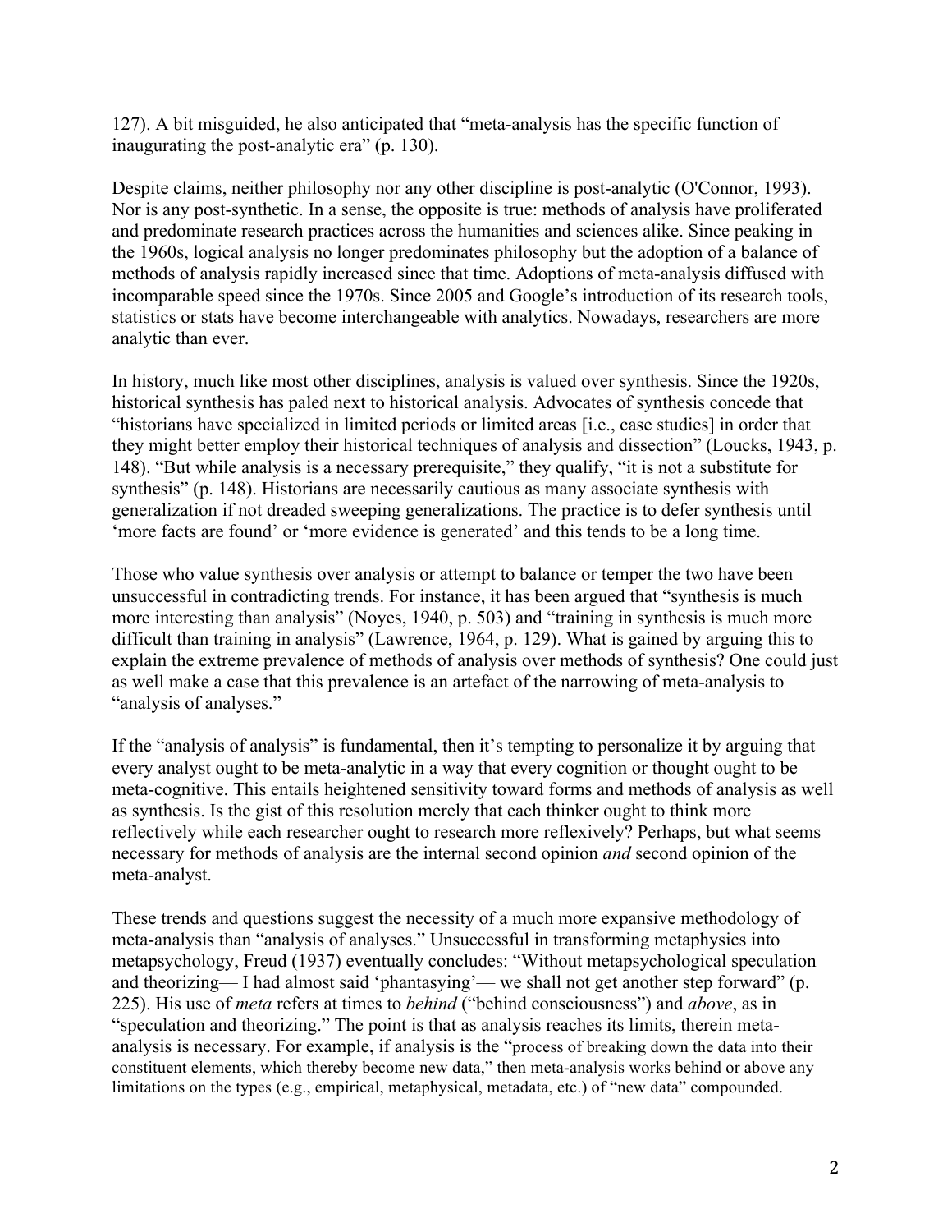127). A bit misguided, he also anticipated that "meta-analysis has the specific function of inaugurating the post-analytic era" (p. 130).

Despite claims, neither philosophy nor any other discipline is post-analytic (O'Connor, 1993). Nor is any post-synthetic. In a sense, the opposite is true: methods of analysis have proliferated and predominate research practices across the humanities and sciences alike. Since peaking in the 1960s, logical analysis no longer predominates philosophy but the adoption of a balance of methods of analysis rapidly increased since that time. Adoptions of meta-analysis diffused with incomparable speed since the 1970s. Since 2005 and Google's introduction of its research tools, statistics or stats have become interchangeable with analytics. Nowadays, researchers are more analytic than ever.

In history, much like most other disciplines, analysis is valued over synthesis. Since the 1920s, historical synthesis has paled next to historical analysis. Advocates of synthesis concede that "historians have specialized in limited periods or limited areas [i.e., case studies] in order that they might better employ their historical techniques of analysis and dissection" (Loucks, 1943, p. 148). "But while analysis is a necessary prerequisite," they qualify, "it is not a substitute for synthesis" (p. 148). Historians are necessarily cautious as many associate synthesis with generalization if not dreaded sweeping generalizations. The practice is to defer synthesis until 'more facts are found' or 'more evidence is generated' and this tends to be a long time.

Those who value synthesis over analysis or attempt to balance or temper the two have been unsuccessful in contradicting trends. For instance, it has been argued that "synthesis is much more interesting than analysis" (Noyes, 1940, p. 503) and "training in synthesis is much more difficult than training in analysis" (Lawrence, 1964, p. 129). What is gained by arguing this to explain the extreme prevalence of methods of analysis over methods of synthesis? One could just as well make a case that this prevalence is an artefact of the narrowing of meta-analysis to "analysis of analyses."

If the "analysis of analysis" is fundamental, then it's tempting to personalize it by arguing that every analyst ought to be meta-analytic in a way that every cognition or thought ought to be meta-cognitive. This entails heightened sensitivity toward forms and methods of analysis as well as synthesis. Is the gist of this resolution merely that each thinker ought to think more reflectively while each researcher ought to research more reflexively? Perhaps, but what seems necessary for methods of analysis are the internal second opinion *and* second opinion of the meta-analyst.

These trends and questions suggest the necessity of a much more expansive methodology of meta-analysis than "analysis of analyses." Unsuccessful in transforming metaphysics into metapsychology, Freud (1937) eventually concludes: "Without metapsychological speculation and theorizing— I had almost said 'phantasying'— we shall not get another step forward" (p. 225). His use of *meta* refers at times to *behind* ("behind consciousness") and *above*, as in "speculation and theorizing." The point is that as analysis reaches its limits, therein meta-analysis is necessary. For example, if analysis is the "process of breaking down the data into their constituent elements, which thereby become new data," then meta-analysis works behind or above any limitations on the types (e.g., empirical, metaphysical, metadata, etc.) of "new data" compounded.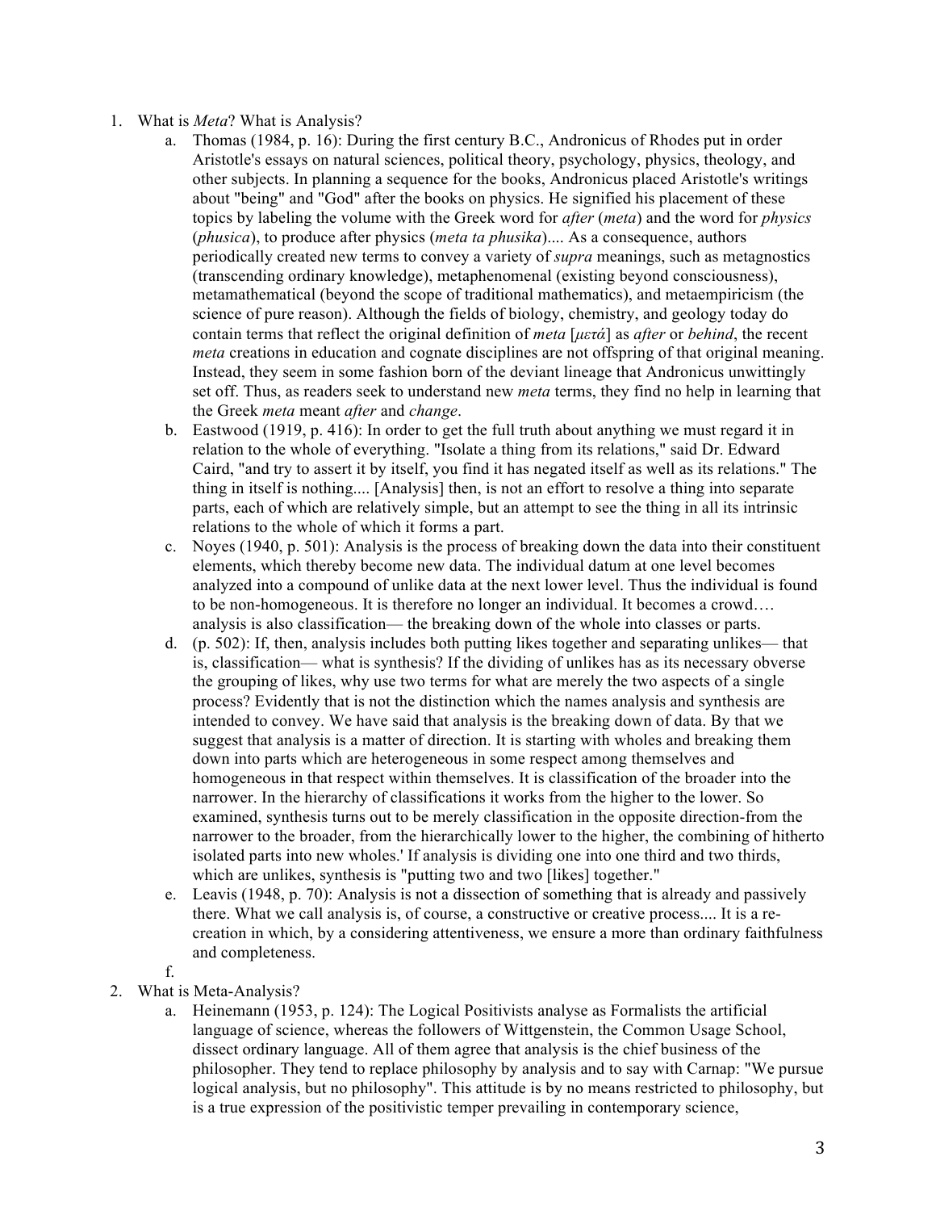1. What is *Meta*? What is Analysis?
    a. Thomas (1984, p. 16): During the first century B.C., Andronicus of Rhodes put in order Aristotle's essays on natural sciences, political theory, psychology, physics, theology, and other subjects. In planning a sequence for the books, Andronicus placed Aristotle's writings about "being" and "God" after the books on physics. He signified his placement of these topics by labeling the volume with the Greek word for *after* (*meta*) and the word for *physics* (*phusica*), to produce after physics (*meta ta phusika*).... As a consequence, authors periodically created new terms to convey a variety of *supra* meanings, such as metagnostics (transcending ordinary knowledge), metaphenomenal (existing beyond consciousness), metamathematical (beyond the scope of traditional mathematics), and metaempiricism (the science of pure reason). Although the fields of biology, chemistry, and geology today do contain terms that reflect the original definition of *meta* [*μετά*] as *after* or *behind*, the recent *meta* creations in education and cognate disciplines are not offspring of that original meaning. Instead, they seem in some fashion born of the deviant lineage that Andronicus unwittingly set off. Thus, as readers seek to understand new *meta* terms, they find no help in learning that the Greek *meta* meant *after* and *change*.
    b. Eastwood (1919, p. 416): In order to get the full truth about anything we must regard it in relation to the whole of everything. "Isolate a thing from its relations," said Dr. Edward Caird, "and try to assert it by itself, you find it has negated itself as well as its relations." The thing in itself is nothing.... [Analysis] then, is not an effort to resolve a thing into separate parts, each of which are relatively simple, but an attempt to see the thing in all its intrinsic relations to the whole of which it forms a part.
    c. Noyes (1940, p. 501): Analysis is the process of breaking down the data into their constituent elements, which thereby become new data. The individual datum at one level becomes analyzed into a compound of unlike data at the next lower level. Thus the individual is found to be non-homogeneous. It is therefore no longer an individual. It becomes a crowd…. analysis is also classification— the breaking down of the whole into classes or parts.
    d. (p. 502): If, then, analysis includes both putting likes together and separating unlikes— that is, classification— what is synthesis? If the dividing of unlikes has as its necessary obverse the grouping of likes, why use two terms for what are merely the two aspects of a single process? Evidently that is not the distinction which the names analysis and synthesis are intended to convey. We have said that analysis is the breaking down of data. By that we suggest that analysis is a matter of direction. It is starting with wholes and breaking them down into parts which are heterogeneous in some respect among themselves and homogeneous in that respect within themselves. It is classification of the broader into the narrower. In the hierarchy of classifications it works from the higher to the lower. So examined, synthesis turns out to be merely classification in the opposite direction-from the narrower to the broader, from the hierarchically lower to the higher, the combining of hitherto isolated parts into new wholes.' If analysis is dividing one into one third and two thirds, which are unlikes, synthesis is "putting two and two [likes] together."
    e. Leavis (1948, p. 70): Analysis is not a dissection of something that is already and passively there. What we call analysis is, of course, a constructive or creative process.... It is a re-creation in which, by a considering attentiveness, we ensure a more than ordinary faithfulness and completeness.
    f.
2. What is Meta-Analysis?
    a. Heinemann (1953, p. 124): The Logical Positivists analyse as Formalists the artificial language of science, whereas the followers of Wittgenstein, the Common Usage School, dissect ordinary language. All of them agree that analysis is the chief business of the philosopher. They tend to replace philosophy by analysis and to say with Carnap: "We pursue logical analysis, but no philosophy". This attitude is by no means restricted to philosophy, but is a true expression of the positivistic temper prevailing in contemporary science,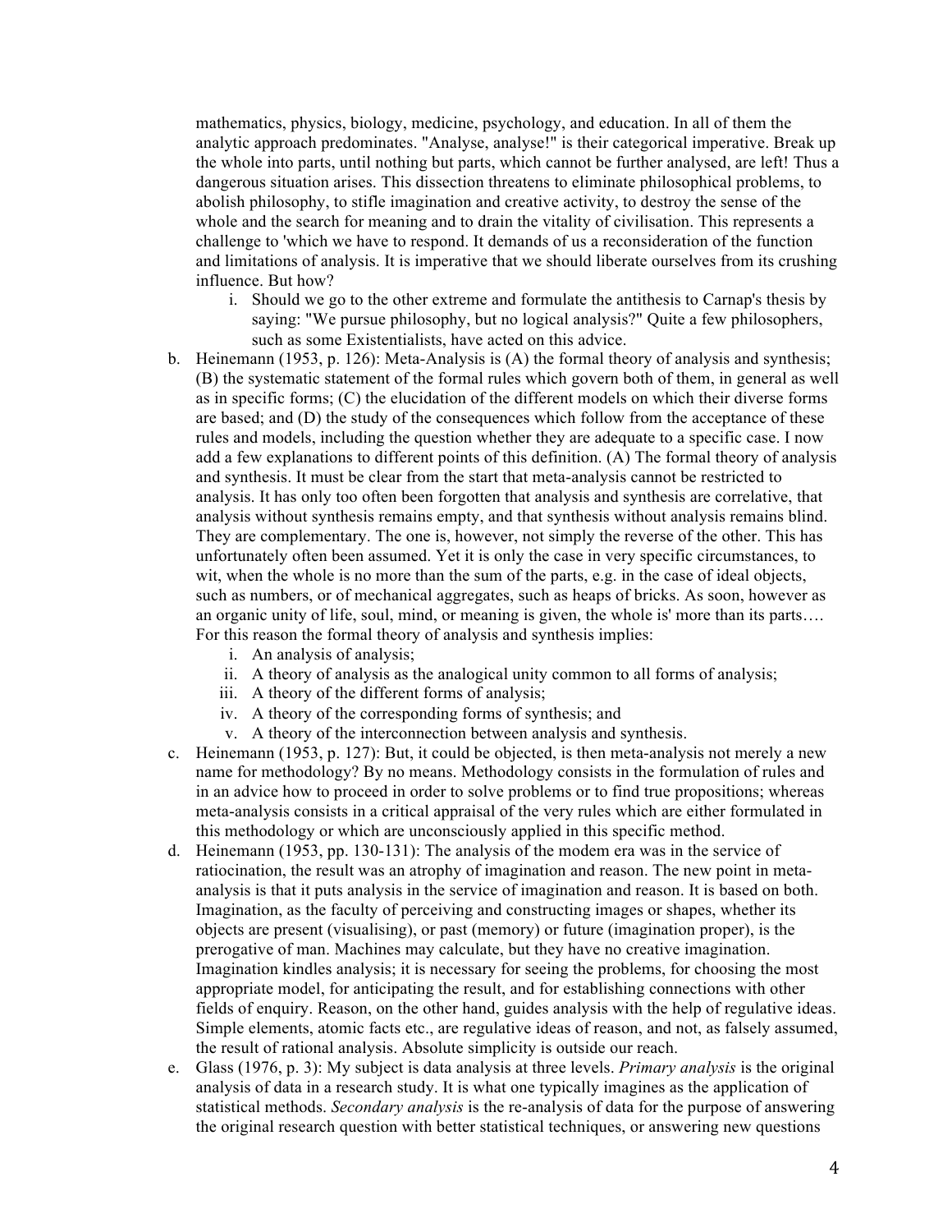mathematics, physics, biology, medicine, psychology, and education. In all of them the analytic approach predominates. "Analyse, analyse!" is their categorical imperative. Break up the whole into parts, until nothing but parts, which cannot be further analysed, are left! Thus a dangerous situation arises. This dissection threatens to eliminate philosophical problems, to abolish philosophy, to stifle imagination and creative activity, to destroy the sense of the whole and the search for meaning and to drain the vitality of civilisation. This represents a challenge to 'which we have to respond. It demands of us a reconsideration of the function and limitations of analysis. It is imperative that we should liberate ourselves from its crushing influence. But how?

   i. Should we go to the other extreme and formulate the antithesis to Carnap's thesis by saying: "We pursue philosophy, but no logical analysis?" Quite a few philosophers, such as some Existentialists, have acted on this advice.

b. Heinemann (1953, p. 126): Meta-Analysis is (A) the formal theory of analysis and synthesis; (B) the systematic statement of the formal rules which govern both of them, in general as well as in specific forms; (C) the elucidation of the different models on which their diverse forms are based; and (D) the study of the consequences which follow from the acceptance of these rules and models, including the question whether they are adequate to a specific case. I now add a few explanations to different points of this definition. (A) The formal theory of analysis and synthesis. It must be clear from the start that meta-analysis cannot be restricted to analysis. It has only too often been forgotten that analysis and synthesis are correlative, that analysis without synthesis remains empty, and that synthesis without analysis remains blind. They are complementary. The one is, however, not simply the reverse of the other. This has unfortunately often been assumed. Yet it is only the case in very specific circumstances, to wit, when the whole is no more than the sum of the parts, e.g. in the case of ideal objects, such as numbers, or of mechanical aggregates, such as heaps of bricks. As soon, however as an organic unity of life, soul, mind, or meaning is given, the whole is' more than its parts…. For this reason the formal theory of analysis and synthesis implies:

   i. An analysis of analysis;
   ii. A theory of analysis as the analogical unity common to all forms of analysis;
   iii. A theory of the different forms of analysis;
   iv. A theory of the corresponding forms of synthesis; and
   v. A theory of the interconnection between analysis and synthesis.

c. Heinemann (1953, p. 127): But, it could be objected, is then meta-analysis not merely a new name for methodology? By no means. Methodology consists in the formulation of rules and in an advice how to proceed in order to solve problems or to find true propositions; whereas meta-analysis consists in a critical appraisal of the very rules which are either formulated in this methodology or which are unconsciously applied in this specific method.

d. Heinemann (1953, pp. 130-131): The analysis of the modem era was in the service of ratiocination, the result was an atrophy of imagination and reason. The new point in meta-analysis is that it puts analysis in the service of imagination and reason. It is based on both. Imagination, as the faculty of perceiving and constructing images or shapes, whether its objects are present (visualising), or past (memory) or future (imagination proper), is the prerogative of man. Machines may calculate, but they have no creative imagination. Imagination kindles analysis; it is necessary for seeing the problems, for choosing the most appropriate model, for anticipating the result, and for establishing connections with other fields of enquiry. Reason, on the other hand, guides analysis with the help of regulative ideas. Simple elements, atomic facts etc., are regulative ideas of reason, and not, as falsely assumed, the result of rational analysis. Absolute simplicity is outside our reach.

e. Glass (1976, p. 3): My subject is data analysis at three levels. *Primary analysis* is the original analysis of data in a research study. It is what one typically imagines as the application of statistical methods. *Secondary analysis* is the re-analysis of data for the purpose of answering the original research question with better statistical techniques, or answering new questions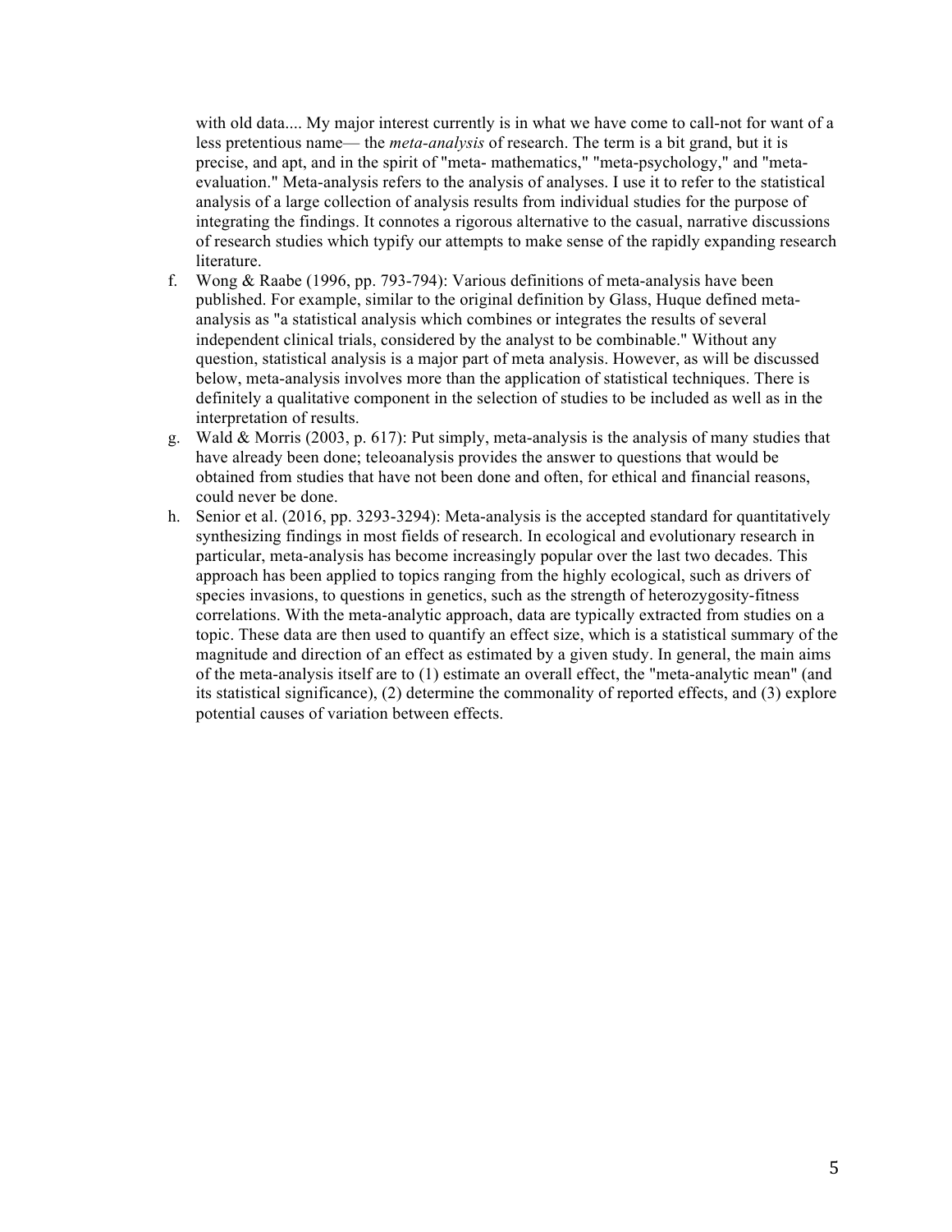with old data.... My major interest currently is in what we have come to call-not for want of a less pretentious name— the *meta-analysis* of research. The term is a bit grand, but it is precise, and apt, and in the spirit of "meta- mathematics," "meta-psychology," and "meta-evaluation." Meta-analysis refers to the analysis of analyses. I use it to refer to the statistical analysis of a large collection of analysis results from individual studies for the purpose of integrating the findings. It connotes a rigorous alternative to the casual, narrative discussions of research studies which typify our attempts to make sense of the rapidly expanding research literature.

f. Wong & Raabe (1996, pp. 793-794): Various definitions of meta-analysis have been published. For example, similar to the original definition by Glass, Huque defined meta-analysis as "a statistical analysis which combines or integrates the results of several independent clinical trials, considered by the analyst to be combinable." Without any question, statistical analysis is a major part of meta analysis. However, as will be discussed below, meta-analysis involves more than the application of statistical techniques. There is definitely a qualitative component in the selection of studies to be included as well as in the interpretation of results.

g. Wald & Morris (2003, p. 617): Put simply, meta-analysis is the analysis of many studies that have already been done; teleoanalysis provides the answer to questions that would be obtained from studies that have not been done and often, for ethical and financial reasons, could never be done.

h. Senior et al. (2016, pp. 3293-3294): Meta-analysis is the accepted standard for quantitatively synthesizing findings in most fields of research. In ecological and evolutionary research in particular, meta-analysis has become increasingly popular over the last two decades. This approach has been applied to topics ranging from the highly ecological, such as drivers of species invasions, to questions in genetics, such as the strength of heterozygosity-fitness correlations. With the meta-analytic approach, data are typically extracted from studies on a topic. These data are then used to quantify an effect size, which is a statistical summary of the magnitude and direction of an effect as estimated by a given study. In general, the main aims of the meta-analysis itself are to (1) estimate an overall effect, the "meta-analytic mean" (and its statistical significance), (2) determine the commonality of reported effects, and (3) explore potential causes of variation between effects.